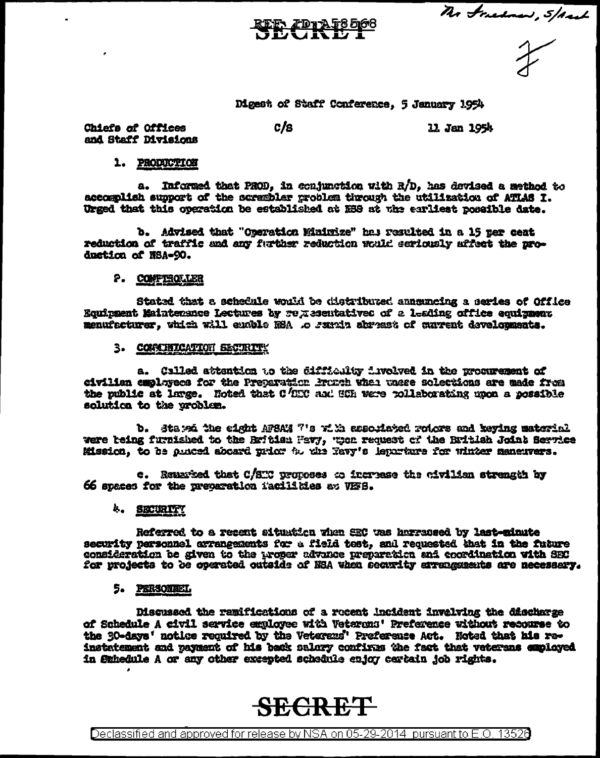REF ID:A58568

SECRET

Mr Friedman, 5/Asst

Digest of Staff Conference, 5 January 1954

Chiefs of Offices and Staff Divisions &nbsp;&nbsp;&nbsp;&nbsp; C/S &nbsp;&nbsp;&nbsp;&nbsp; 11 Jan 1954

1. PRODUCTION

a. Informed that PROD, in conjunction with R/D, has devised a method to accomplish support of the scrambler problem through the utilization of ATLAS I. Urged that this operation be established at NSS at the earliest possible date.

b. Advised that "Operation Minimize" has resulted in a 15 per cent reduction of traffic and any further reduction would seriously affect the production of NSA-90.

2. COMPTROLLER

Stated that a schedule would be distributed announcing a series of Office Equipment Maintenance Lectures by representatives of a leading office equipment manufacturer, which will enable NSA to remain abreast of current developments.

3. COMMUNICATION SECURITY

a. Called attention to the difficulty involved in the procurement of civilian employees for the Preparation Branch when these selections are made from the public at large. Noted that C/SEC and SCH were collaborating upon a possible solution to the problem.

b. Stated the eight AFSAM 7's with associated rotors and keying material were being furnished to the British Navy, upon request of the British Joint Service Mission, to be placed aboard prior to the Navy's departure for winter maneuvers.

c. Remarked that C/SEC proposes to increase the civilian strength by 66 spaces for the preparation facilities at VHFS.

4. SECURITY

Referred to a recent situation when SEC was harrassed by last-minute security personnel arrangements for a field test, and requested that in the future consideration be given to the proper advance preparation and coordination with SEC for projects to be operated outside of NSA when security arrangements are necessary.

5. PERSONNEL

Discussed the ramifications of a recent incident involving the discharge of Schedule A civil service employee with Veterans' Preference without recourse to the 30-days' notice required by the Veterans' Preference Act. Noted that his reinstatement and payment of his back salary confirms the fact that veterans employed in Schedule A or any other excepted schedule enjoy certain job rights.

SECRET

Declassified and approved for release by NSA on 05-29-2014 pursuant to E.O. 13526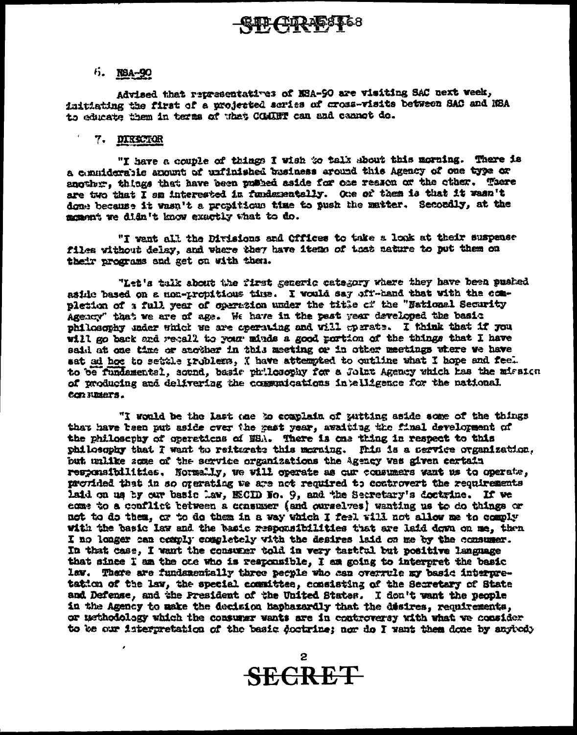6. NSA-90

Advised that representatives of NSA-90 are visiting SAC next week, initiating the first of a projected series of cross-visits between SAC and NSA to educate them in terms of what COMINT can and cannot do.

7. DIRECTOR

"I have a couple of things I wish to talk about this morning. There is a considerable amount of unfinished business around this Agency of one type or another, things that have been pushed aside for one reason or the other. There are two that I am interested in fundamentally. One of them is that it wasn't done because it wasn't a propitious time to push the matter. Secondly, at the moment we didn't know exactly what to do.

"I want all the Divisions and Offices to take a look at their suspense files without delay, and where they have items of that nature to put them on their programs and get on with them.

"Let's talk about the first generic category where they have been pushed aside based on a non-propitious time. I would say off-hand that with the completion of a full year of operation under the title of the "National Security Agency" that we are of age. We have in the past year developed the basic philosophy under which we are operating and will operate. I think that if you will go back and recall to your minds a good portion of the things that I have said at one time or another in this meeting or in other meetings where we have sat ad hoc to settle problems, I have attempted to outline what I hope and feel to be fundamental, sound, basic philosophy for a Joint Agency which has the mission of producing and delivering the communications intelligence for the national consumers.

"I would be the last one to complain of putting aside some of the things that have been put aside over the past year, awaiting the final development of the philosophy of operations of NSA. There is one thing in respect to this philosophy that I want to reiterate this morning. This is a service organization, but unlike some of the service organizations the Agency was given certain responsibilities. Normally, we will operate as our consumers want us to operate, provided that in so operating we are not required to controvert the requirements laid on us by our basic law, NSCID No. 9, and the Secretary's doctrine. If we come to a conflict between a consumer (and ourselves) wanting us to do things or not to do them, or to do them in a way which I feel will not allow me to comply with the basic law and the basic responsibilities that are laid down on me, then I no longer can comply completely with the desires laid on me by the consumer. In that case, I want the consumer told in very tactful but positive language that since I am the one who is responsible, I am going to interpret the basic law. There are fundamentally three people who can overrule my basic interpretation of the law, the special committee, consisting of the Secretary of State and Defense, and the President of the United States. I don't want the people in the Agency to make the decision haphazardly that the desires, requirements, or methodology which the consumer wants are in controversy with what we consider to be our interpretation of the basic doctrine; nor do I want them done by anybody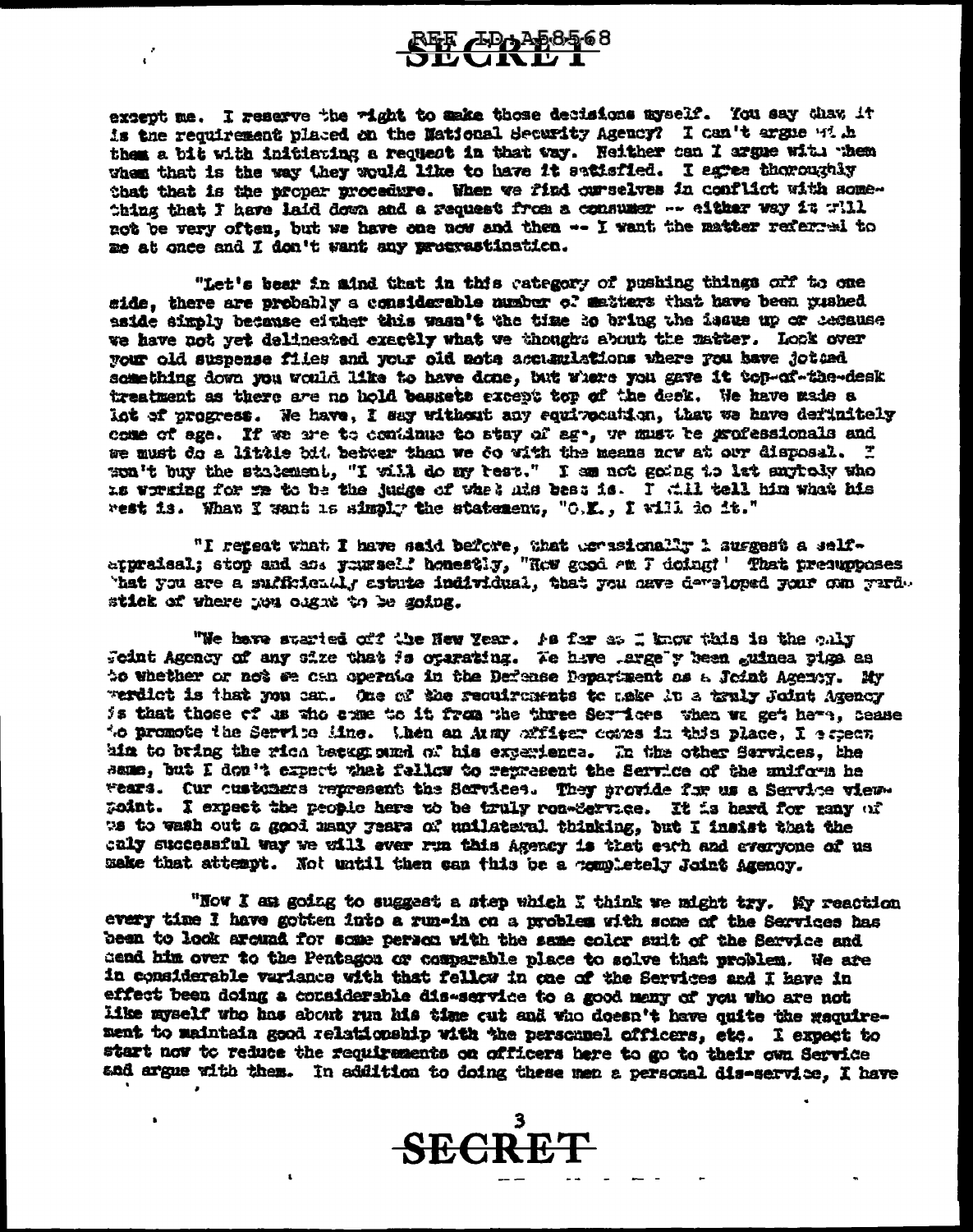except me. I reserve the right to make those decisions myself. You say that it is the requirement placed on the National Security Agency? I can't argue with them a bit with initiating a request in that way. Neither can I argue with them when that is the way they would like to have it satisfied. I agree thoroughly that that is the proper procedure. When we find ourselves in conflict with something that I have laid down and a request from a consumer -- either way it will not be very often, but we have one now and then -- I want the matter referred to me at once and I don't want any procrastination.

"Let's bear in mind that in this category of pushing things off to one side, there are probably a considerable number of matters that have been pushed aside simply because either this wasn't the time to bring the issue up or because we have not yet delineated exactly what we thought about the matter. Look over your old suspense files and your old note accumulations where you have jotted something down you would like to have done, but where you gave it top-of-the-desk treatment as there are no hold baskets except top of the desk. We have made a lot of progress. We have, I say without any equivocation, that we have definitely come of age. If we are to continue to stay of age, we must be professionals and we must do a little bit better than we do with the means now at our disposal. I won't buy the statement, "I will do my best." I am not going to let anybody who is working for me to be the judge of what his best is. I will tell him what his best is. What I want is simply the statement, "O.K., I will do it."

"I repeat what I have said before, that occasionally I suggest a self-appraisal; stop and ask yourself honestly, "How good am I doing?" That presupposes that you are a sufficiently astute individual, that you have developed your own yardstick of where you ought to be going.

"We have started off the New Year. As far as I know this is the only Joint Agency of any size that is operating. We have largely been guinea pigs as to whether or not we can operate in the Defense Department as a Joint Agency. My verdict is that you can. One of the requirements to make it a truly Joint Agency is that those of us who come to it from the three Services when we get here, cease to promote the Service line. When an Army officer comes in this place, I expect him to bring the rich background of his experience. In the other Services, the same, but I don't expect that fellow to represent the Service of the uniform he wears. Our customers represent the Services. They provide for us a Service viewpoint. I expect the people here to be truly non-Service. It is hard for many of us to wash out a good many years of unilateral thinking, but I insist that the only successful way we will ever run this Agency is that each and everyone of us make that attempt. Not until then can this be a completely Joint Agency.

"Now I am going to suggest a step which I think we might try. My reaction every time I have gotten into a run-in on a problem with some of the Services has been to look around for some person with the same color suit of the Service and send him over to the Pentagon or comparable place to solve that problem. We are in considerable variance with that fellow in one of the Services and I have in effect been doing a considerable dis-service to a good many of you who are not like myself who has about run his time out and who doesn't have quite the requirement to maintain good relationship with the personnel officers, etc. I expect to start now to reduce the requirements on officers here to go to their own Service and argue with them. In addition to doing these men a personal dis-service, I have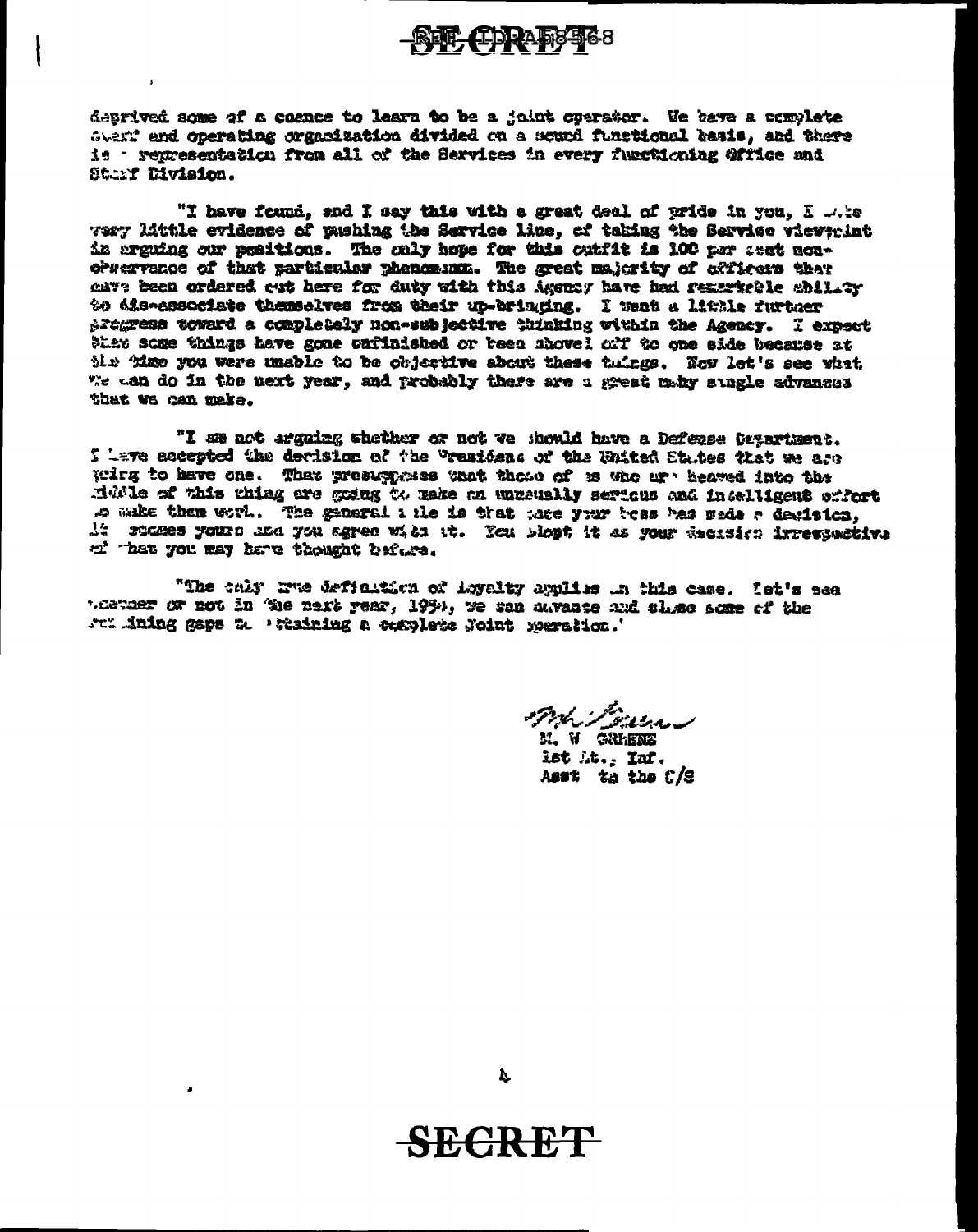deprived some of a chance to learn to be a joint operator. We have a complete staff and operating organization divided on a sound functional basis, and there is representation from all of the Services in every functioning Office and Staff Division.

"I have found, and I say this with a great deal of pride in you, I take very little evidence of pushing the Service line, of taking the Service viewpoint in arguing our positions. The only hope for this outfit is 100 per cent non-observance of that particular phenomenon. The great majority of officers that have been ordered out here for duty with this Agency have had remarkable ability to dis-associate themselves from their up-bringing. I want a little further progress toward a completely non-subjective thinking within the Agency. I expect that some things have gone unfinished or been shoved off to one side because at the time you were unable to be objective about these things. Now let's see what we can do in the next year, and probably there are a great many single advances that we can make.

"I am not arguing whether or not we should have a Defense Department. I have accepted the decision of the President of the United States that we are going to have one. That presupposes that those of us who are heaved into the middle of this thing are going to make an unusually serious and intelligent effort to make them work. The general rule is that once your boss has made a decision, it becomes yours and you agree with it. You adopt it as your decision irrespective of what you may have thought before.

"The only true definition of loyalty applies in this case. Let's see whether or not in the next year, 1954, we can advance and close some of the remaining gaps to attaining a complete Joint operation."

M. W. GREENE
1st Lt., Inf.
Asst to the C/S

SECRET